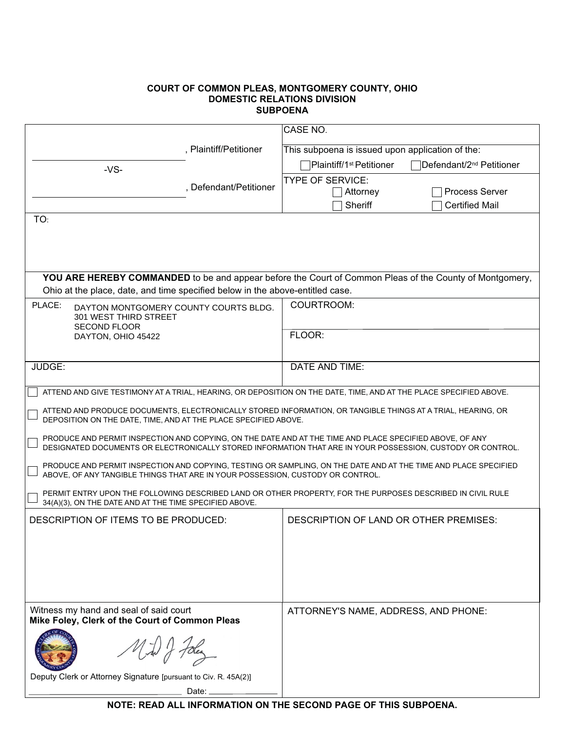**COURT OF COMMON PLEAS, MONTGOMERY COUNTY, OHIO**
**DOMESTIC RELATIONS DIVISION**
**SUBPOENA**

| | |
|---|---|
| ______________________________, Plaintiff/Petitioner<br><br>-VS-<br><br>______________________________, Defendant/Petitioner | CASE NO.<br><br>This subpoena is issued upon application of the:<br>☐ Plaintiff/1st Petitioner ☐ Defendant/2nd Petitioner<br><br>TYPE OF SERVICE:<br>☐ Attorney ☐ Process Server<br>☐ Sheriff ☐ Certified Mail |

TO:

**YOU ARE HEREBY COMMANDED** to be and appear before the Court of Common Pleas of the County of Montgomery, Ohio at the place, date, and time specified below in the above-entitled case.

| | |
|---|---|
| PLACE: DAYTON MONTGOMERY COUNTY COURTS BLDG.<br>301 WEST THIRD STREET<br>SECOND FLOOR<br>DAYTON, OHIO 45422 | COURTROOM:<br><br>FLOOR: |
| JUDGE: | DATE AND TIME: |

☐ ATTEND AND GIVE TESTIMONY AT A TRIAL, HEARING, OR DEPOSITION ON THE DATE, TIME, AND AT THE PLACE SPECIFIED ABOVE.

☐ ATTEND AND PRODUCE DOCUMENTS, ELECTRONICALLY STORED INFORMATION, OR TANGIBLE THINGS AT A TRIAL, HEARING, OR DEPOSITION ON THE DATE, TIME, AND AT THE PLACE SPECIFIED ABOVE.

☐ PRODUCE AND PERMIT INSPECTION AND COPYING, ON THE DATE AND AT THE TIME AND PLACE SPECIFIED ABOVE, OF ANY DESIGNATED DOCUMENTS OR ELECTRONICALLY STORED INFORMATION THAT ARE IN YOUR POSSESSION, CUSTODY OR CONTROL.

☐ PRODUCE AND PERMIT INSPECTION AND COPYING, TESTING OR SAMPLING, ON THE DATE AND AT THE TIME AND PLACE SPECIFIED ABOVE, OF ANY TANGIBLE THINGS THAT ARE IN YOUR POSSESSION, CUSTODY OR CONTROL.

☐ PERMIT ENTRY UPON THE FOLLOWING DESCRIBED LAND OR OTHER PROPERTY, FOR THE PURPOSES DESCRIBED IN CIVIL RULE 34(A)(3), ON THE DATE AND AT THE TIME SPECIFIED ABOVE.

| DESCRIPTION OF ITEMS TO BE PRODUCED: | DESCRIPTION OF LAND OR OTHER PREMISES: |
|---|---|
| | |

| | |
|---|---|
| Witness my hand and seal of said court<br>**Mike Foley, Clerk of the Court of Common Pleas**<br><br>Deputy Clerk or Attorney Signature [pursuant to Civ. R. 45A(2)]<br>______________________________ Date: ____________ | ATTORNEY'S NAME, ADDRESS, AND PHONE: |

**NOTE: READ ALL INFORMATION ON THE SECOND PAGE OF THIS SUBPOENA.**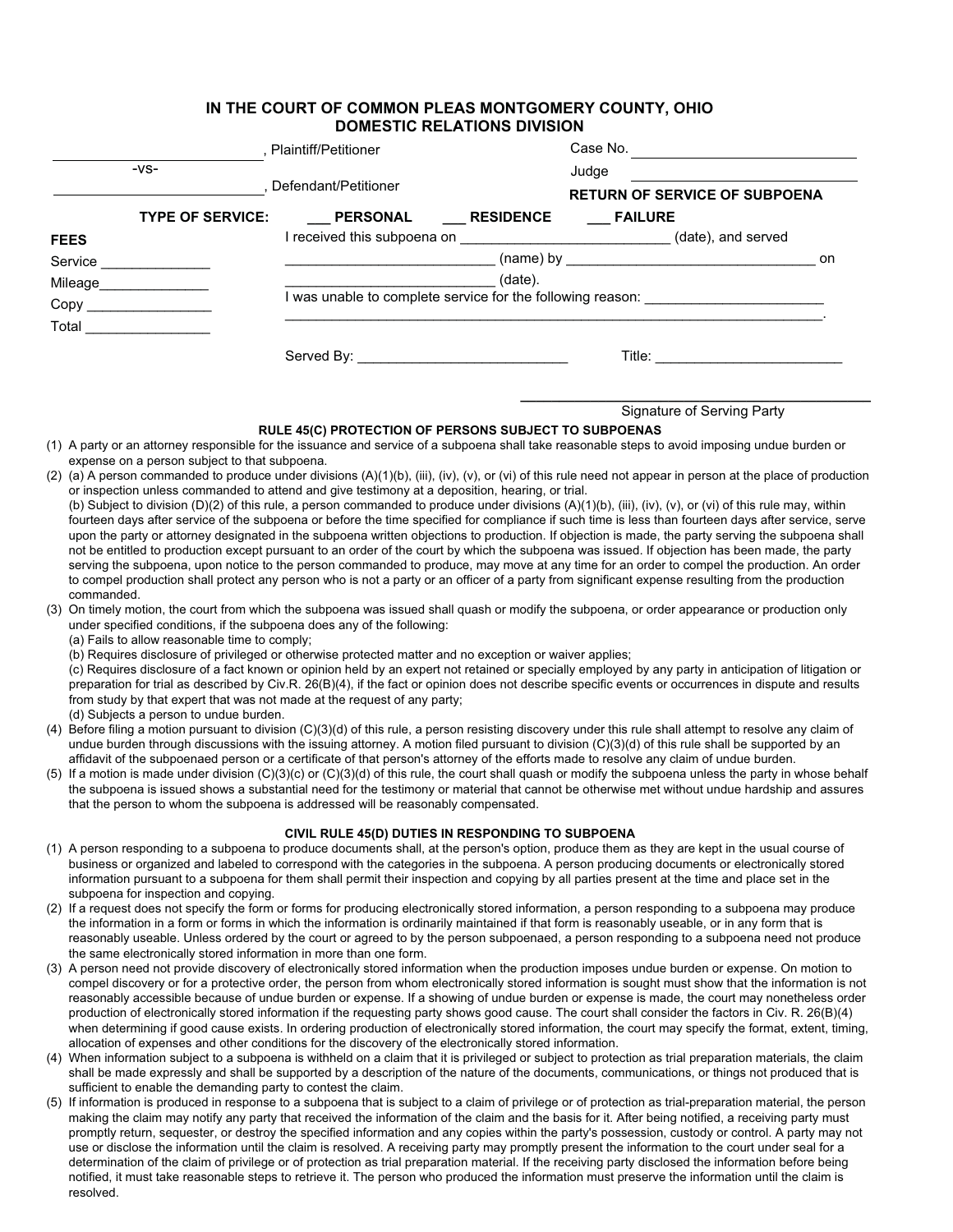## IN THE COURT OF COMMON PLEAS MONTGOMERY COUNTY, OHIO
## DOMESTIC RELATIONS DIVISION

___________________________, Plaintiff/Petitioner

-vs-

___________________________, Defendant/Petitioner

Case No. ______________________________

Judge ______________________________

**RETURN OF SERVICE OF SUBPOENA**

**TYPE OF SERVICE:** ___ **PERSONAL** ___ **RESIDENCE** ___ **FAILURE**

**FEES**

Service ______________

Mileage______________

Copy ________________

Total ________________

I received this subpoena on ___________________________ (date), and served ___________________________ (name) by _________________________________ on ___________________________ (date).

I was unable to complete service for the following reason: _______________________ _________________________________________________________________________.

Served By: ___________________________ Title: ________________________

_______________________________________
Signature of Serving Party

### RULE 45(C) PROTECTION OF PERSONS SUBJECT TO SUBPOENAS

(1) A party or an attorney responsible for the issuance and service of a subpoena shall take reasonable steps to avoid imposing undue burden or expense on a person subject to that subpoena.

(2) (a) A person commanded to produce under divisions (A)(1)(b), (iii), (iv), (v), or (vi) of this rule need not appear in person at the place of production or inspection unless commanded to attend and give testimony at a deposition, hearing, or trial.
(b) Subject to division (D)(2) of this rule, a person commanded to produce under divisions (A)(1)(b), (iii), (iv), (v), or (vi) of this rule may, within fourteen days after service of the subpoena or before the time specified for compliance if such time is less than fourteen days after service, serve upon the party or attorney designated in the subpoena written objections to production. If objection is made, the party serving the subpoena shall not be entitled to production except pursuant to an order of the court by which the subpoena was issued. If objection has been made, the party serving the subpoena, upon notice to the person commanded to produce, may move at any time for an order to compel the production. An order to compel production shall protect any person who is not a party or an officer of a party from significant expense resulting from the production commanded.

(3) On timely motion, the court from which the subpoena was issued shall quash or modify the subpoena, or order appearance or production only under specified conditions, if the subpoena does any of the following:
(a) Fails to allow reasonable time to comply;
(b) Requires disclosure of privileged or otherwise protected matter and no exception or waiver applies;
(c) Requires disclosure of a fact known or opinion held by an expert not retained or specially employed by any party in anticipation of litigation or preparation for trial as described by Civ.R. 26(B)(4), if the fact or opinion does not describe specific events or occurrences in dispute and results from study by that expert that was not made at the request of any party;
(d) Subjects a person to undue burden.

(4) Before filing a motion pursuant to division (C)(3)(d) of this rule, a person resisting discovery under this rule shall attempt to resolve any claim of undue burden through discussions with the issuing attorney. A motion filed pursuant to division (C)(3)(d) of this rule shall be supported by an affidavit of the subpoenaed person or a certificate of that person's attorney of the efforts made to resolve any claim of undue burden.

(5) If a motion is made under division (C)(3)(c) or (C)(3)(d) of this rule, the court shall quash or modify the subpoena unless the party in whose behalf the subpoena is issued shows a substantial need for the testimony or material that cannot be otherwise met without undue hardship and assures that the person to whom the subpoena is addressed will be reasonably compensated.

### CIVIL RULE 45(D) DUTIES IN RESPONDING TO SUBPOENA

(1) A person responding to a subpoena to produce documents shall, at the person's option, produce them as they are kept in the usual course of business or organized and labeled to correspond with the categories in the subpoena. A person producing documents or electronically stored information pursuant to a subpoena for them shall permit their inspection and copying by all parties present at the time and place set in the subpoena for inspection and copying.

(2) If a request does not specify the form or forms for producing electronically stored information, a person responding to a subpoena may produce the information in a form or forms in which the information is ordinarily maintained if that form is reasonably useable, or in any form that is reasonably useable. Unless ordered by the court or agreed to by the person subpoenaed, a person responding to a subpoena need not produce the same electronically stored information in more than one form.

(3) A person need not provide discovery of electronically stored information when the production imposes undue burden or expense. On motion to compel discovery or for a protective order, the person from whom electronically stored information is sought must show that the information is not reasonably accessible because of undue burden or expense. If a showing of undue burden or expense is made, the court may nonetheless order production of electronically stored information if the requesting party shows good cause. The court shall consider the factors in Civ. R. 26(B)(4) when determining if good cause exists. In ordering production of electronically stored information, the court may specify the format, extent, timing, allocation of expenses and other conditions for the discovery of the electronically stored information.

(4) When information subject to a subpoena is withheld on a claim that it is privileged or subject to protection as trial preparation materials, the claim shall be made expressly and shall be supported by a description of the nature of the documents, communications, or things not produced that is sufficient to enable the demanding party to contest the claim.

(5) If information is produced in response to a subpoena that is subject to a claim of privilege or of protection as trial-preparation material, the person making the claim may notify any party that received the information of the claim and the basis for it. After being notified, a receiving party must promptly return, sequester, or destroy the specified information and any copies within the party's possession, custody or control. A party may not use or disclose the information until the claim is resolved. A receiving party may promptly present the information to the court under seal for a determination of the claim of privilege or of protection as trial preparation material. If the receiving party disclosed the information before being notified, it must take reasonable steps to retrieve it. The person who produced the information must preserve the information until the claim is resolved.